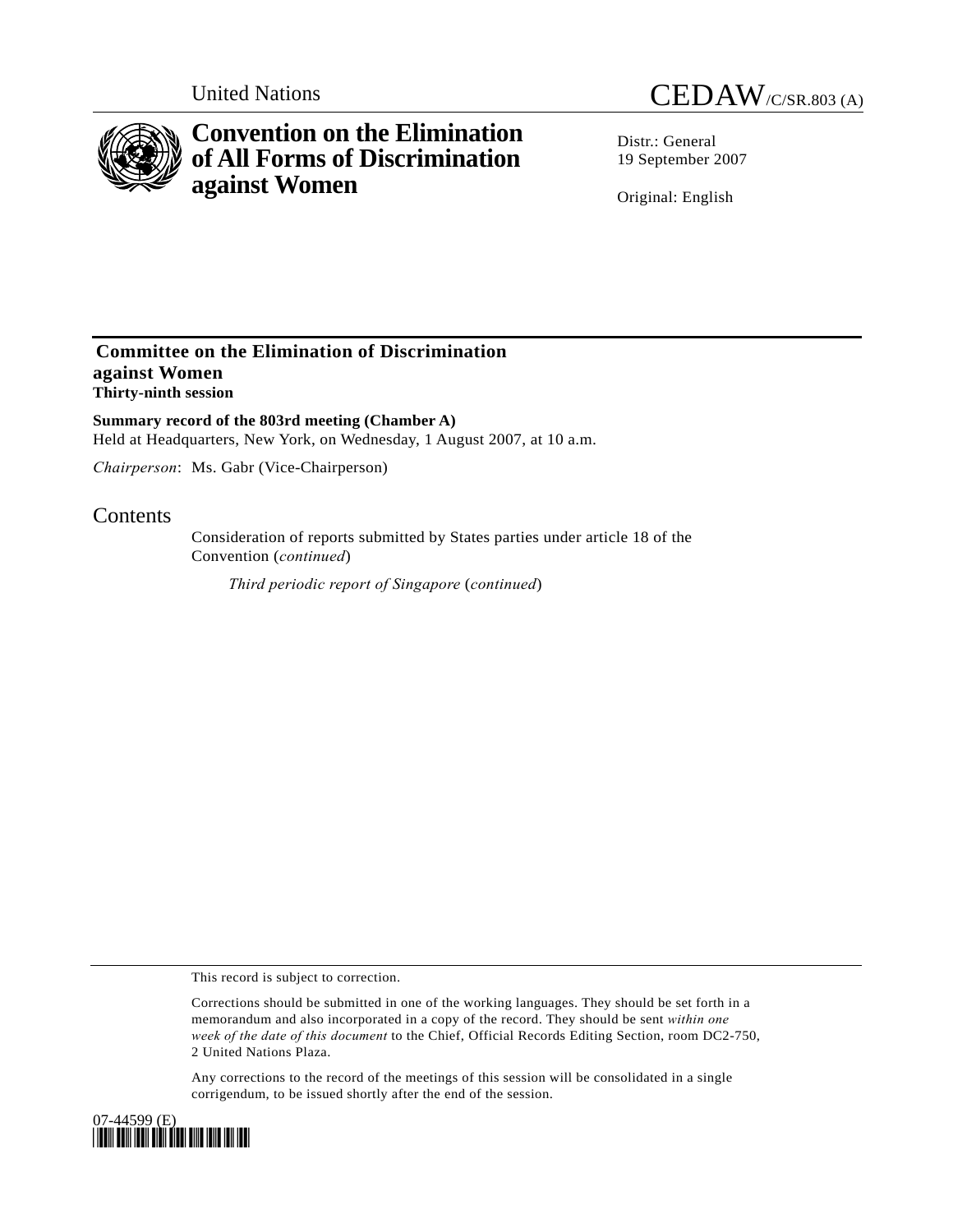United Nations CEDAW/C/SR.803 (A)

# Convention on the Elimination of All Forms of Discrimination against Women

Distr.: General
19 September 2007

Original: English

## Committee on the Elimination of Discrimination against Women
**Thirty-ninth session**

**Summary record of the 803rd meeting (Chamber A)**
Held at Headquarters, New York, on Wednesday, 1 August 2007, at 10 a.m.

*Chairperson*: Ms. Gabr (Vice-Chairperson)

## Contents

Consideration of reports submitted by States parties under article 18 of the Convention (*continued*)

*Third periodic report of Singapore* (*continued*)

This record is subject to correction.

Corrections should be submitted in one of the working languages. They should be set forth in a memorandum and also incorporated in a copy of the record. They should be sent *within one week of the date of this document* to the Chief, Official Records Editing Section, room DC2-750, 2 United Nations Plaza.

Any corrections to the record of the meetings of this session will be consolidated in a single corrigendum, to be issued shortly after the end of the session.

07-44599 (E)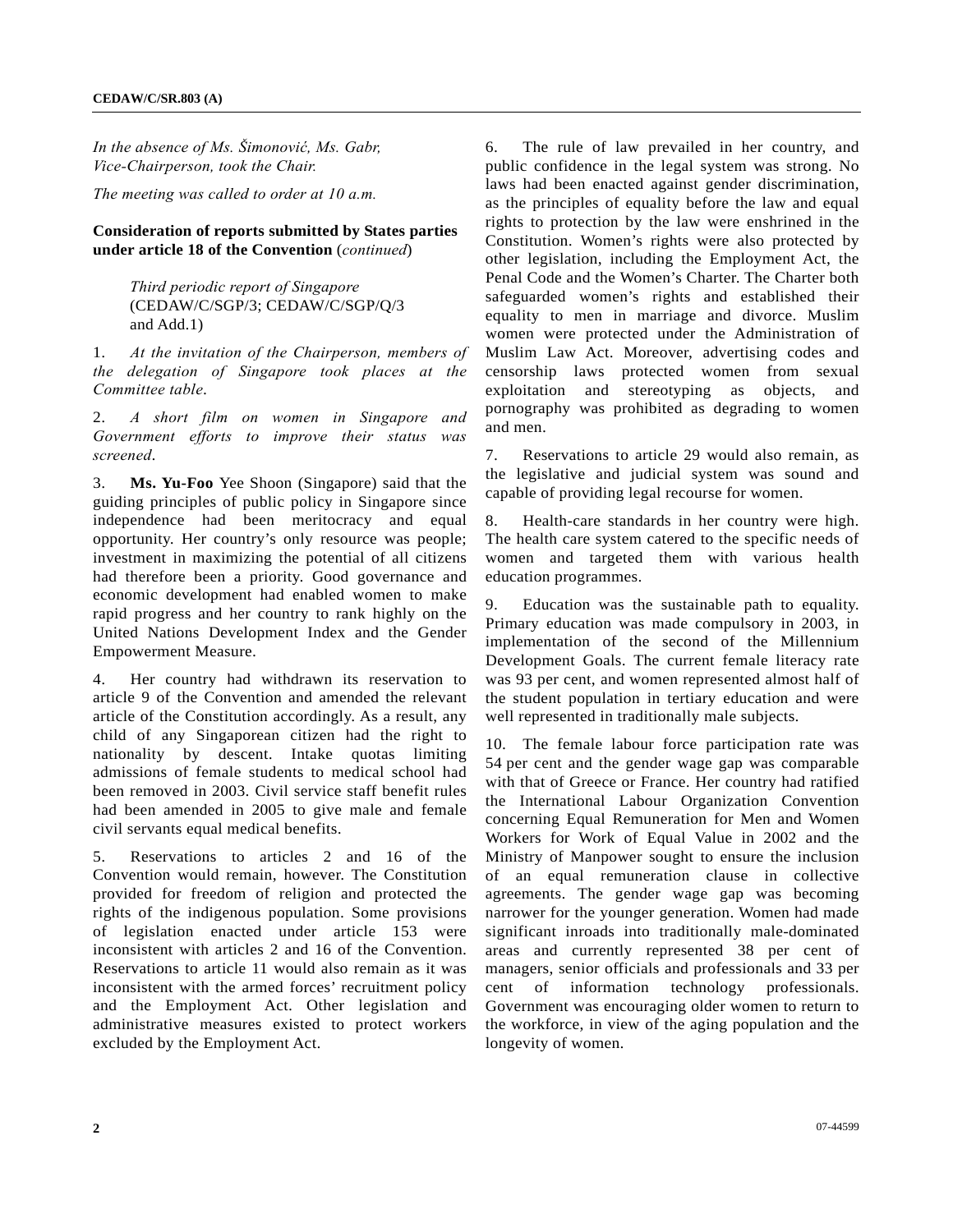*In the absence of Ms. Šimonović, Ms. Gabr, Vice-Chairperson, took the Chair.*

*The meeting was called to order at 10 a.m.*

**Consideration of reports submitted by States parties under article 18 of the Convention** (*continued*)

*Third periodic report of Singapore* (CEDAW/C/SGP/3; CEDAW/C/SGP/Q/3 and Add.1)

1. *At the invitation of the Chairperson, members of the delegation of Singapore took places at the Committee table*.

2. *A short film on women in Singapore and Government efforts to improve their status was screened*.

3. **Ms. Yu-Foo** Yee Shoon (Singapore) said that the guiding principles of public policy in Singapore since independence had been meritocracy and equal opportunity. Her country's only resource was people; investment in maximizing the potential of all citizens had therefore been a priority. Good governance and economic development had enabled women to make rapid progress and her country to rank highly on the United Nations Development Index and the Gender Empowerment Measure.

4. Her country had withdrawn its reservation to article 9 of the Convention and amended the relevant article of the Constitution accordingly. As a result, any child of any Singaporean citizen had the right to nationality by descent. Intake quotas limiting admissions of female students to medical school had been removed in 2003. Civil service staff benefit rules had been amended in 2005 to give male and female civil servants equal medical benefits.

5. Reservations to articles 2 and 16 of the Convention would remain, however. The Constitution provided for freedom of religion and protected the rights of the indigenous population. Some provisions of legislation enacted under article 153 were inconsistent with articles 2 and 16 of the Convention. Reservations to article 11 would also remain as it was inconsistent with the armed forces' recruitment policy and the Employment Act. Other legislation and administrative measures existed to protect workers excluded by the Employment Act.

6. The rule of law prevailed in her country, and public confidence in the legal system was strong. No laws had been enacted against gender discrimination, as the principles of equality before the law and equal rights to protection by the law were enshrined in the Constitution. Women's rights were also protected by other legislation, including the Employment Act, the Penal Code and the Women's Charter. The Charter both safeguarded women's rights and established their equality to men in marriage and divorce. Muslim women were protected under the Administration of Muslim Law Act. Moreover, advertising codes and censorship laws protected women from sexual exploitation and stereotyping as objects, and pornography was prohibited as degrading to women and men.

7. Reservations to article 29 would also remain, as the legislative and judicial system was sound and capable of providing legal recourse for women.

8. Health-care standards in her country were high. The health care system catered to the specific needs of women and targeted them with various health education programmes.

9. Education was the sustainable path to equality. Primary education was made compulsory in 2003, in implementation of the second of the Millennium Development Goals. The current female literacy rate was 93 per cent, and women represented almost half of the student population in tertiary education and were well represented in traditionally male subjects.

10. The female labour force participation rate was 54 per cent and the gender wage gap was comparable with that of Greece or France. Her country had ratified the International Labour Organization Convention concerning Equal Remuneration for Men and Women Workers for Work of Equal Value in 2002 and the Ministry of Manpower sought to ensure the inclusion of an equal remuneration clause in collective agreements. The gender wage gap was becoming narrower for the younger generation. Women had made significant inroads into traditionally male-dominated areas and currently represented 38 per cent of managers, senior officials and professionals and 33 per cent of information technology professionals. Government was encouraging older women to return to the workforce, in view of the aging population and the longevity of women.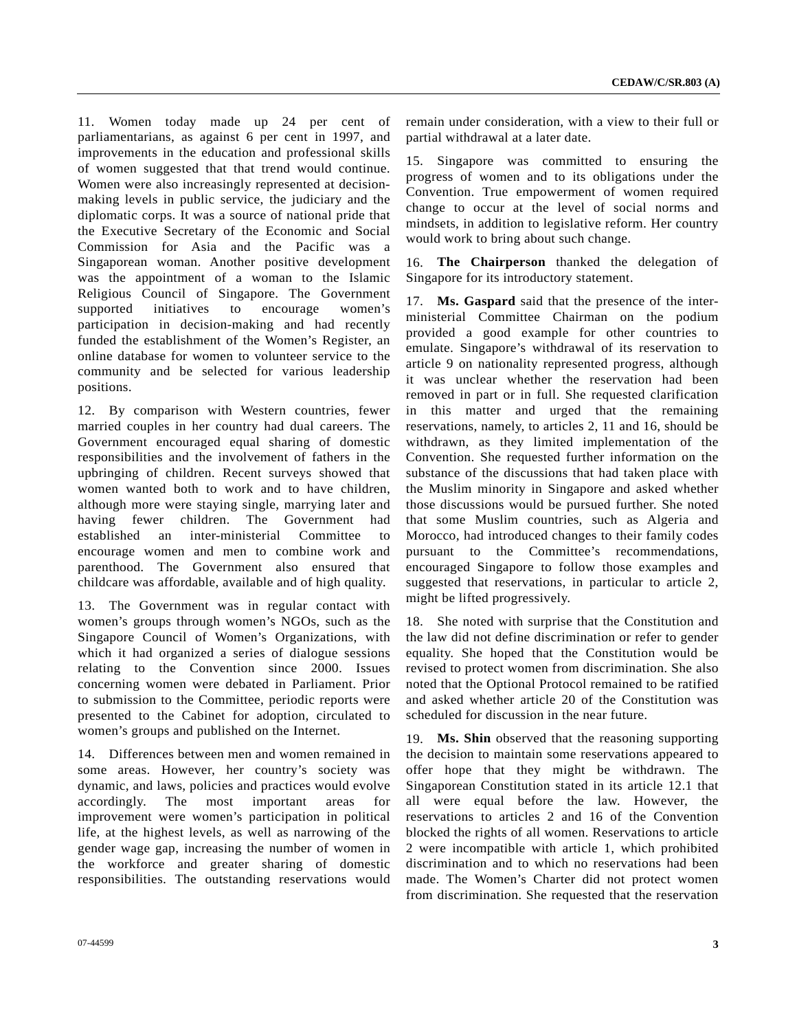11. Women today made up 24 per cent of parliamentarians, as against 6 per cent in 1997, and improvements in the education and professional skills of women suggested that that trend would continue. Women were also increasingly represented at decision-making levels in public service, the judiciary and the diplomatic corps. It was a source of national pride that the Executive Secretary of the Economic and Social Commission for Asia and the Pacific was a Singaporean woman. Another positive development was the appointment of a woman to the Islamic Religious Council of Singapore. The Government supported initiatives to encourage women's participation in decision-making and had recently funded the establishment of the Women's Register, an online database for women to volunteer service to the community and be selected for various leadership positions.

12. By comparison with Western countries, fewer married couples in her country had dual careers. The Government encouraged equal sharing of domestic responsibilities and the involvement of fathers in the upbringing of children. Recent surveys showed that women wanted both to work and to have children, although more were staying single, marrying later and having fewer children. The Government had established an inter-ministerial Committee to encourage women and men to combine work and parenthood. The Government also ensured that childcare was affordable, available and of high quality.

13. The Government was in regular contact with women's groups through women's NGOs, such as the Singapore Council of Women's Organizations, with which it had organized a series of dialogue sessions relating to the Convention since 2000. Issues concerning women were debated in Parliament. Prior to submission to the Committee, periodic reports were presented to the Cabinet for adoption, circulated to women's groups and published on the Internet.

14. Differences between men and women remained in some areas. However, her country's society was dynamic, and laws, policies and practices would evolve accordingly. The most important areas for improvement were women's participation in political life, at the highest levels, as well as narrowing of the gender wage gap, increasing the number of women in the workforce and greater sharing of domestic responsibilities. The outstanding reservations would remain under consideration, with a view to their full or partial withdrawal at a later date.

15. Singapore was committed to ensuring the progress of women and to its obligations under the Convention. True empowerment of women required change to occur at the level of social norms and mindsets, in addition to legislative reform. Her country would work to bring about such change.

16. **The Chairperson** thanked the delegation of Singapore for its introductory statement.

17. **Ms. Gaspard** said that the presence of the inter-ministerial Committee Chairman on the podium provided a good example for other countries to emulate. Singapore's withdrawal of its reservation to article 9 on nationality represented progress, although it was unclear whether the reservation had been removed in part or in full. She requested clarification in this matter and urged that the remaining reservations, namely, to articles 2, 11 and 16, should be withdrawn, as they limited implementation of the Convention. She requested further information on the substance of the discussions that had taken place with the Muslim minority in Singapore and asked whether those discussions would be pursued further. She noted that some Muslim countries, such as Algeria and Morocco, had introduced changes to their family codes pursuant to the Committee's recommendations, encouraged Singapore to follow those examples and suggested that reservations, in particular to article 2, might be lifted progressively.

18. She noted with surprise that the Constitution and the law did not define discrimination or refer to gender equality. She hoped that the Constitution would be revised to protect women from discrimination. She also noted that the Optional Protocol remained to be ratified and asked whether article 20 of the Constitution was scheduled for discussion in the near future.

19. **Ms. Shin** observed that the reasoning supporting the decision to maintain some reservations appeared to offer hope that they might be withdrawn. The Singaporean Constitution stated in its article 12.1 that all were equal before the law. However, the reservations to articles 2 and 16 of the Convention blocked the rights of all women. Reservations to article 2 were incompatible with article 1, which prohibited discrimination and to which no reservations had been made. The Women's Charter did not protect women from discrimination. She requested that the reservation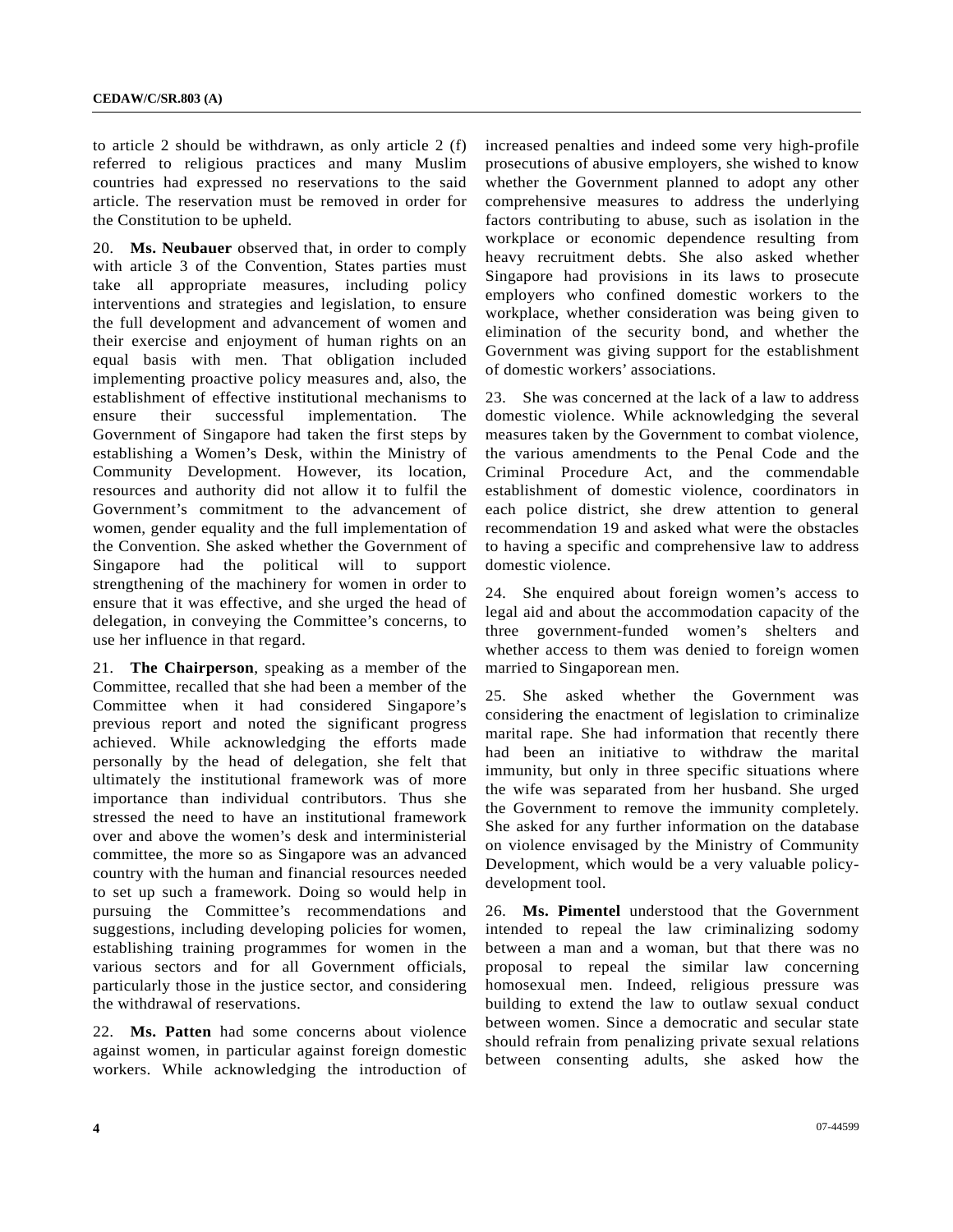to article 2 should be withdrawn, as only article 2 (f) referred to religious practices and many Muslim countries had expressed no reservations to the said article. The reservation must be removed in order for the Constitution to be upheld.

20. **Ms. Neubauer** observed that, in order to comply with article 3 of the Convention, States parties must take all appropriate measures, including policy interventions and strategies and legislation, to ensure the full development and advancement of women and their exercise and enjoyment of human rights on an equal basis with men. That obligation included implementing proactive policy measures and, also, the establishment of effective institutional mechanisms to ensure their successful implementation. The Government of Singapore had taken the first steps by establishing a Women's Desk, within the Ministry of Community Development. However, its location, resources and authority did not allow it to fulfil the Government's commitment to the advancement of women, gender equality and the full implementation of the Convention. She asked whether the Government of Singapore had the political will to support strengthening of the machinery for women in order to ensure that it was effective, and she urged the head of delegation, in conveying the Committee's concerns, to use her influence in that regard.

21. **The Chairperson**, speaking as a member of the Committee, recalled that she had been a member of the Committee when it had considered Singapore's previous report and noted the significant progress achieved. While acknowledging the efforts made personally by the head of delegation, she felt that ultimately the institutional framework was of more importance than individual contributors. Thus she stressed the need to have an institutional framework over and above the women's desk and interministerial committee, the more so as Singapore was an advanced country with the human and financial resources needed to set up such a framework. Doing so would help in pursuing the Committee's recommendations and suggestions, including developing policies for women, establishing training programmes for women in the various sectors and for all Government officials, particularly those in the justice sector, and considering the withdrawal of reservations.

22. **Ms. Patten** had some concerns about violence against women, in particular against foreign domestic workers. While acknowledging the introduction of increased penalties and indeed some very high-profile prosecutions of abusive employers, she wished to know whether the Government planned to adopt any other comprehensive measures to address the underlying factors contributing to abuse, such as isolation in the workplace or economic dependence resulting from heavy recruitment debts. She also asked whether Singapore had provisions in its laws to prosecute employers who confined domestic workers to the workplace, whether consideration was being given to elimination of the security bond, and whether the Government was giving support for the establishment of domestic workers' associations.

23. She was concerned at the lack of a law to address domestic violence. While acknowledging the several measures taken by the Government to combat violence, the various amendments to the Penal Code and the Criminal Procedure Act, and the commendable establishment of domestic violence, coordinators in each police district, she drew attention to general recommendation 19 and asked what were the obstacles to having a specific and comprehensive law to address domestic violence.

24. She enquired about foreign women's access to legal aid and about the accommodation capacity of the three government-funded women's shelters and whether access to them was denied to foreign women married to Singaporean men.

25. She asked whether the Government was considering the enactment of legislation to criminalize marital rape. She had information that recently there had been an initiative to withdraw the marital immunity, but only in three specific situations where the wife was separated from her husband. She urged the Government to remove the immunity completely. She asked for any further information on the database on violence envisaged by the Ministry of Community Development, which would be a very valuable policy-development tool.

26. **Ms. Pimentel** understood that the Government intended to repeal the law criminalizing sodomy between a man and a woman, but that there was no proposal to repeal the similar law concerning homosexual men. Indeed, religious pressure was building to extend the law to outlaw sexual conduct between women. Since a democratic and secular state should refrain from penalizing private sexual relations between consenting adults, she asked how the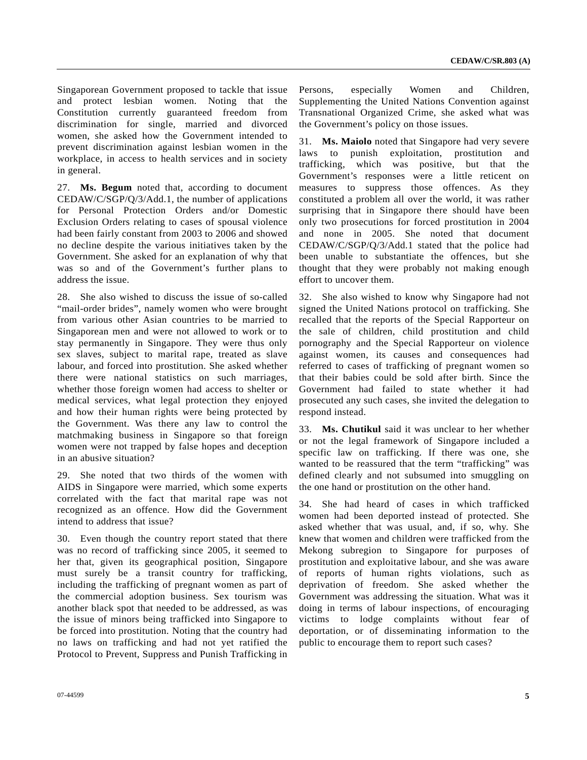Singaporean Government proposed to tackle that issue and protect lesbian women. Noting that the Constitution currently guaranteed freedom from discrimination for single, married and divorced women, she asked how the Government intended to prevent discrimination against lesbian women in the workplace, in access to health services and in society in general.

27. **Ms. Begum** noted that, according to document CEDAW/C/SGP/Q/3/Add.1, the number of applications for Personal Protection Orders and/or Domestic Exclusion Orders relating to cases of spousal violence had been fairly constant from 2003 to 2006 and showed no decline despite the various initiatives taken by the Government. She asked for an explanation of why that was so and of the Government's further plans to address the issue.

28. She also wished to discuss the issue of so-called "mail-order brides", namely women who were brought from various other Asian countries to be married to Singaporean men and were not allowed to work or to stay permanently in Singapore. They were thus only sex slaves, subject to marital rape, treated as slave labour, and forced into prostitution. She asked whether there were national statistics on such marriages, whether those foreign women had access to shelter or medical services, what legal protection they enjoyed and how their human rights were being protected by the Government. Was there any law to control the matchmaking business in Singapore so that foreign women were not trapped by false hopes and deception in an abusive situation?

29. She noted that two thirds of the women with AIDS in Singapore were married, which some experts correlated with the fact that marital rape was not recognized as an offence. How did the Government intend to address that issue?

30. Even though the country report stated that there was no record of trafficking since 2005, it seemed to her that, given its geographical position, Singapore must surely be a transit country for trafficking, including the trafficking of pregnant women as part of the commercial adoption business. Sex tourism was another black spot that needed to be addressed, as was the issue of minors being trafficked into Singapore to be forced into prostitution. Noting that the country had no laws on trafficking and had not yet ratified the Protocol to Prevent, Suppress and Punish Trafficking in Persons, especially Women and Children, Supplementing the United Nations Convention against Transnational Organized Crime, she asked what was the Government's policy on those issues.

31. **Ms. Maiolo** noted that Singapore had very severe laws to punish exploitation, prostitution and trafficking, which was positive, but that the Government's responses were a little reticent on measures to suppress those offences. As they constituted a problem all over the world, it was rather surprising that in Singapore there should have been only two prosecutions for forced prostitution in 2004 and none in 2005. She noted that document CEDAW/C/SGP/Q/3/Add.1 stated that the police had been unable to substantiate the offences, but she thought that they were probably not making enough effort to uncover them.

32. She also wished to know why Singapore had not signed the United Nations protocol on trafficking. She recalled that the reports of the Special Rapporteur on the sale of children, child prostitution and child pornography and the Special Rapporteur on violence against women, its causes and consequences had referred to cases of trafficking of pregnant women so that their babies could be sold after birth. Since the Government had failed to state whether it had prosecuted any such cases, she invited the delegation to respond instead.

33. **Ms. Chutikul** said it was unclear to her whether or not the legal framework of Singapore included a specific law on trafficking. If there was one, she wanted to be reassured that the term "trafficking" was defined clearly and not subsumed into smuggling on the one hand or prostitution on the other hand.

34. She had heard of cases in which trafficked women had been deported instead of protected. She asked whether that was usual, and, if so, why. She knew that women and children were trafficked from the Mekong subregion to Singapore for purposes of prostitution and exploitative labour, and she was aware of reports of human rights violations, such as deprivation of freedom. She asked whether the Government was addressing the situation. What was it doing in terms of labour inspections, of encouraging victims to lodge complaints without fear of deportation, or of disseminating information to the public to encourage them to report such cases?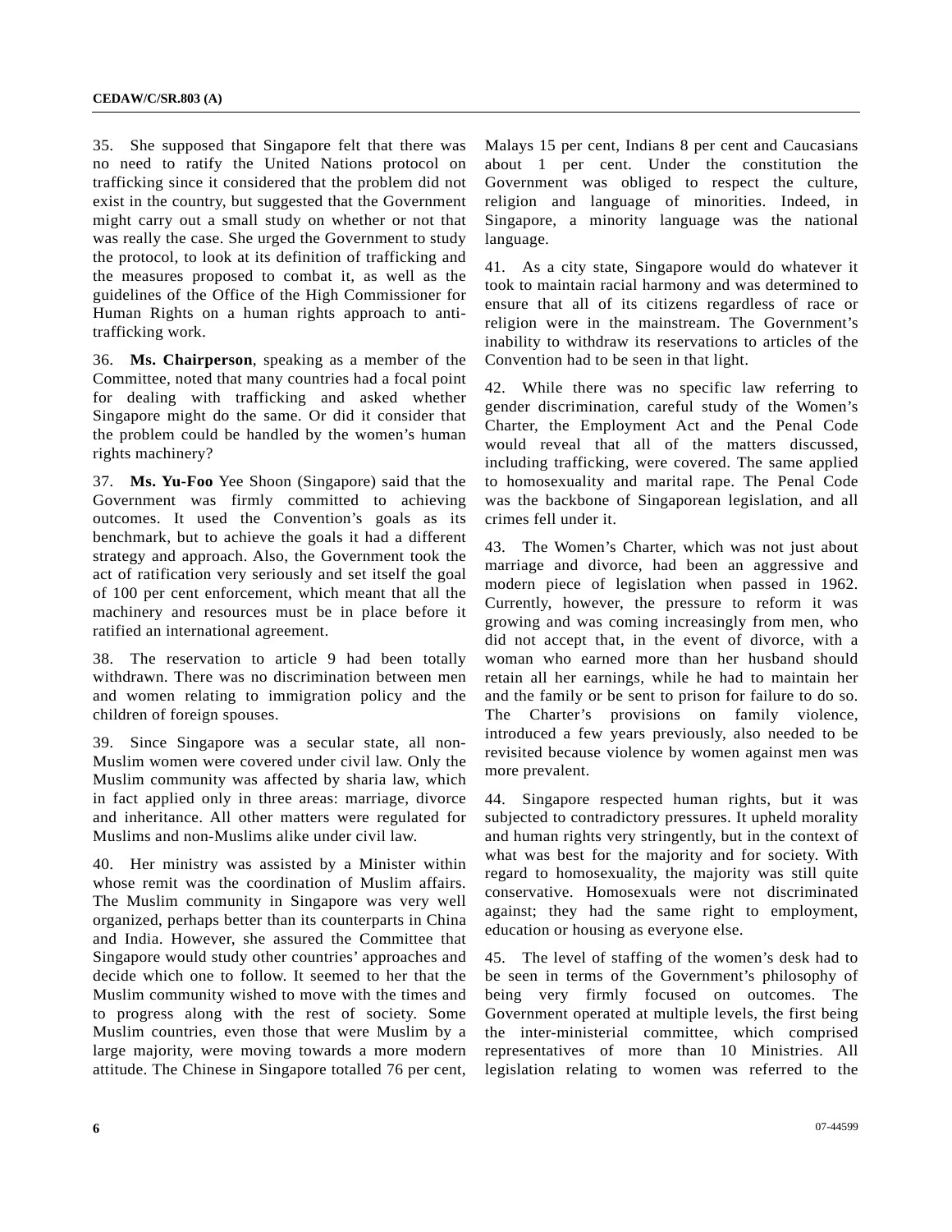35. She supposed that Singapore felt that there was no need to ratify the United Nations protocol on trafficking since it considered that the problem did not exist in the country, but suggested that the Government might carry out a small study on whether or not that was really the case. She urged the Government to study the protocol, to look at its definition of trafficking and the measures proposed to combat it, as well as the guidelines of the Office of the High Commissioner for Human Rights on a human rights approach to anti-trafficking work.

36. **Ms. Chairperson**, speaking as a member of the Committee, noted that many countries had a focal point for dealing with trafficking and asked whether Singapore might do the same. Or did it consider that the problem could be handled by the women's human rights machinery?

37. **Ms. Yu-Foo** Yee Shoon (Singapore) said that the Government was firmly committed to achieving outcomes. It used the Convention's goals as its benchmark, but to achieve the goals it had a different strategy and approach. Also, the Government took the act of ratification very seriously and set itself the goal of 100 per cent enforcement, which meant that all the machinery and resources must be in place before it ratified an international agreement.

38. The reservation to article 9 had been totally withdrawn. There was no discrimination between men and women relating to immigration policy and the children of foreign spouses.

39. Since Singapore was a secular state, all non-Muslim women were covered under civil law. Only the Muslim community was affected by sharia law, which in fact applied only in three areas: marriage, divorce and inheritance. All other matters were regulated for Muslims and non-Muslims alike under civil law.

40. Her ministry was assisted by a Minister within whose remit was the coordination of Muslim affairs. The Muslim community in Singapore was very well organized, perhaps better than its counterparts in China and India. However, she assured the Committee that Singapore would study other countries' approaches and decide which one to follow. It seemed to her that the Muslim community wished to move with the times and to progress along with the rest of society. Some Muslim countries, even those that were Muslim by a large majority, were moving towards a more modern attitude. The Chinese in Singapore totalled 76 per cent, Malays 15 per cent, Indians 8 per cent and Caucasians about 1 per cent. Under the constitution the Government was obliged to respect the culture, religion and language of minorities. Indeed, in Singapore, a minority language was the national language.

41. As a city state, Singapore would do whatever it took to maintain racial harmony and was determined to ensure that all of its citizens regardless of race or religion were in the mainstream. The Government's inability to withdraw its reservations to articles of the Convention had to be seen in that light.

42. While there was no specific law referring to gender discrimination, careful study of the Women's Charter, the Employment Act and the Penal Code would reveal that all of the matters discussed, including trafficking, were covered. The same applied to homosexuality and marital rape. The Penal Code was the backbone of Singaporean legislation, and all crimes fell under it.

43. The Women's Charter, which was not just about marriage and divorce, had been an aggressive and modern piece of legislation when passed in 1962. Currently, however, the pressure to reform it was growing and was coming increasingly from men, who did not accept that, in the event of divorce, with a woman who earned more than her husband should retain all her earnings, while he had to maintain her and the family or be sent to prison for failure to do so. The Charter's provisions on family violence, introduced a few years previously, also needed to be revisited because violence by women against men was more prevalent.

44. Singapore respected human rights, but it was subjected to contradictory pressures. It upheld morality and human rights very stringently, but in the context of what was best for the majority and for society. With regard to homosexuality, the majority was still quite conservative. Homosexuals were not discriminated against; they had the same right to employment, education or housing as everyone else.

45. The level of staffing of the women's desk had to be seen in terms of the Government's philosophy of being very firmly focused on outcomes. The Government operated at multiple levels, the first being the inter-ministerial committee, which comprised representatives of more than 10 Ministries. All legislation relating to women was referred to the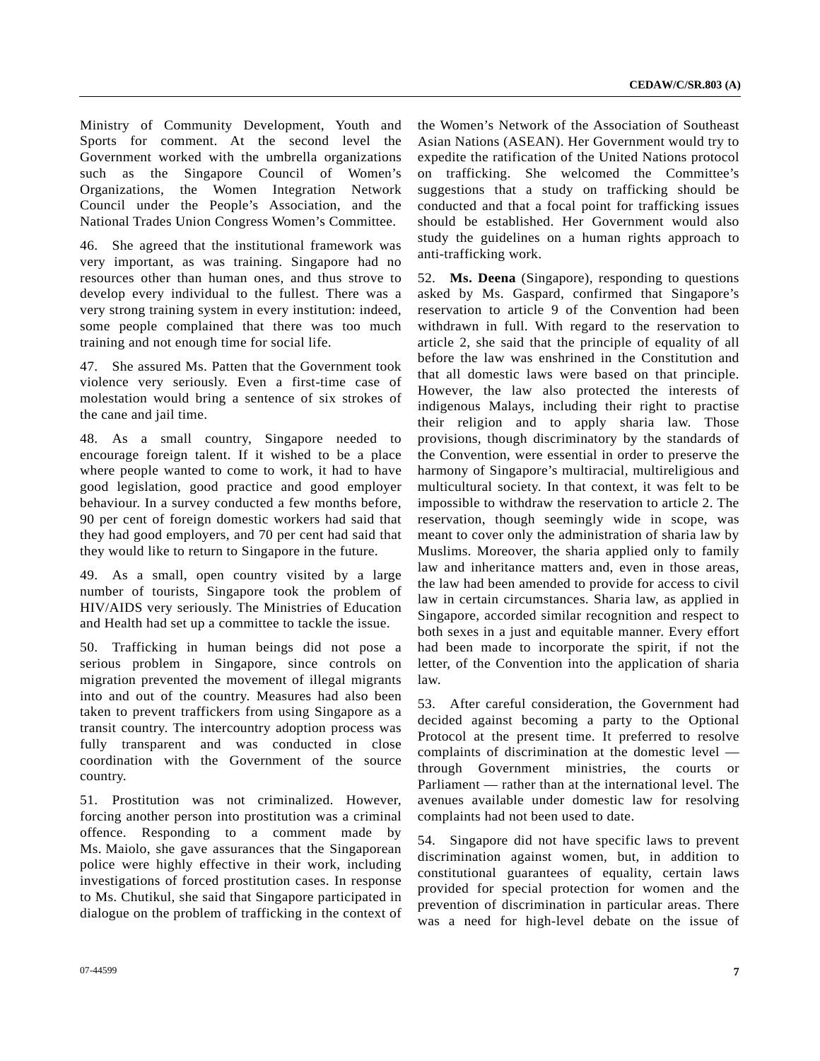Ministry of Community Development, Youth and Sports for comment. At the second level the Government worked with the umbrella organizations such as the Singapore Council of Women's Organizations, the Women Integration Network Council under the People's Association, and the National Trades Union Congress Women's Committee.

46. She agreed that the institutional framework was very important, as was training. Singapore had no resources other than human ones, and thus strove to develop every individual to the fullest. There was a very strong training system in every institution: indeed, some people complained that there was too much training and not enough time for social life.

47. She assured Ms. Patten that the Government took violence very seriously. Even a first-time case of molestation would bring a sentence of six strokes of the cane and jail time.

48. As a small country, Singapore needed to encourage foreign talent. If it wished to be a place where people wanted to come to work, it had to have good legislation, good practice and good employer behaviour. In a survey conducted a few months before, 90 per cent of foreign domestic workers had said that they had good employers, and 70 per cent had said that they would like to return to Singapore in the future.

49. As a small, open country visited by a large number of tourists, Singapore took the problem of HIV/AIDS very seriously. The Ministries of Education and Health had set up a committee to tackle the issue.

50. Trafficking in human beings did not pose a serious problem in Singapore, since controls on migration prevented the movement of illegal migrants into and out of the country. Measures had also been taken to prevent traffickers from using Singapore as a transit country. The intercountry adoption process was fully transparent and was conducted in close coordination with the Government of the source country.

51. Prostitution was not criminalized. However, forcing another person into prostitution was a criminal offence. Responding to a comment made by Ms. Maiolo, she gave assurances that the Singaporean police were highly effective in their work, including investigations of forced prostitution cases. In response to Ms. Chutikul, she said that Singapore participated in dialogue on the problem of trafficking in the context of the Women's Network of the Association of Southeast Asian Nations (ASEAN). Her Government would try to expedite the ratification of the United Nations protocol on trafficking. She welcomed the Committee's suggestions that a study on trafficking should be conducted and that a focal point for trafficking issues should be established. Her Government would also study the guidelines on a human rights approach to anti-trafficking work.

52. **Ms. Deena** (Singapore), responding to questions asked by Ms. Gaspard, confirmed that Singapore's reservation to article 9 of the Convention had been withdrawn in full. With regard to the reservation to article 2, she said that the principle of equality of all before the law was enshrined in the Constitution and that all domestic laws were based on that principle. However, the law also protected the interests of indigenous Malays, including their right to practise their religion and to apply sharia law. Those provisions, though discriminatory by the standards of the Convention, were essential in order to preserve the harmony of Singapore's multiracial, multireligious and multicultural society. In that context, it was felt to be impossible to withdraw the reservation to article 2. The reservation, though seemingly wide in scope, was meant to cover only the administration of sharia law by Muslims. Moreover, the sharia applied only to family law and inheritance matters and, even in those areas, the law had been amended to provide for access to civil law in certain circumstances. Sharia law, as applied in Singapore, accorded similar recognition and respect to both sexes in a just and equitable manner. Every effort had been made to incorporate the spirit, if not the letter, of the Convention into the application of sharia law.

53. After careful consideration, the Government had decided against becoming a party to the Optional Protocol at the present time. It preferred to resolve complaints of discrimination at the domestic level — through Government ministries, the courts or Parliament — rather than at the international level. The avenues available under domestic law for resolving complaints had not been used to date.

54. Singapore did not have specific laws to prevent discrimination against women, but, in addition to constitutional guarantees of equality, certain laws provided for special protection for women and the prevention of discrimination in particular areas. There was a need for high-level debate on the issue of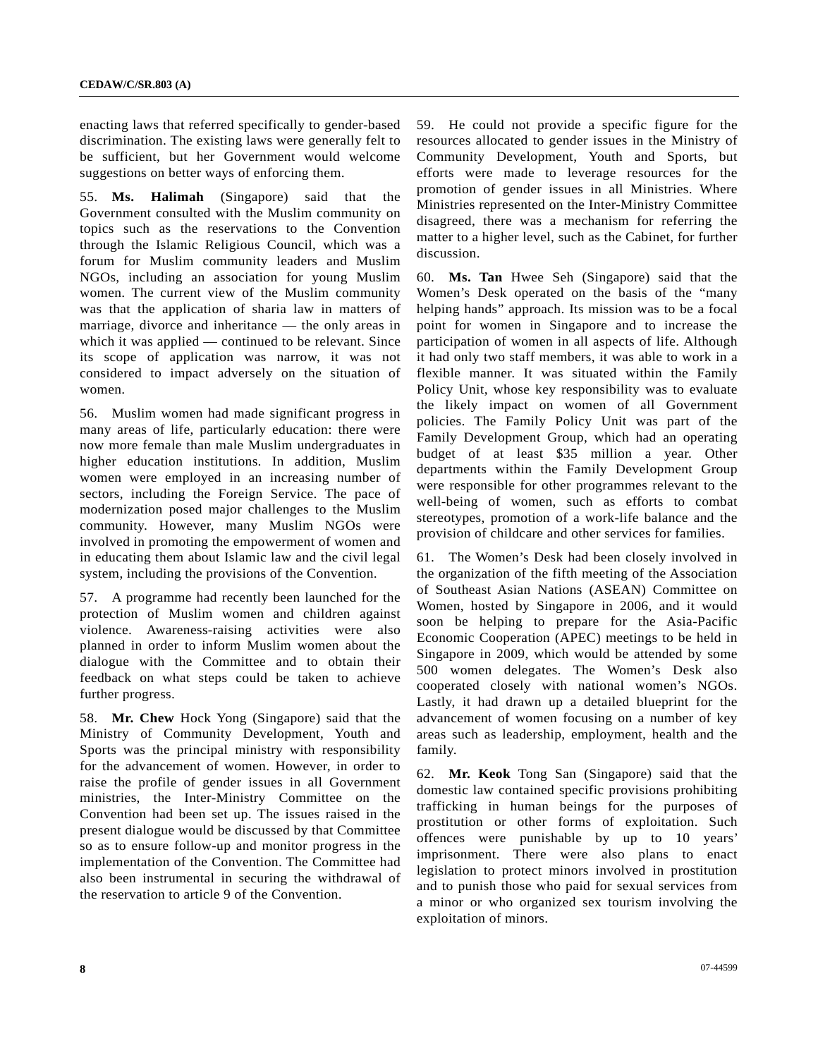enacting laws that referred specifically to gender-based discrimination. The existing laws were generally felt to be sufficient, but her Government would welcome suggestions on better ways of enforcing them.

55. **Ms. Halimah** (Singapore) said that the Government consulted with the Muslim community on topics such as the reservations to the Convention through the Islamic Religious Council, which was a forum for Muslim community leaders and Muslim NGOs, including an association for young Muslim women. The current view of the Muslim community was that the application of sharia law in matters of marriage, divorce and inheritance — the only areas in which it was applied — continued to be relevant. Since its scope of application was narrow, it was not considered to impact adversely on the situation of women.

56. Muslim women had made significant progress in many areas of life, particularly education: there were now more female than male Muslim undergraduates in higher education institutions. In addition, Muslim women were employed in an increasing number of sectors, including the Foreign Service. The pace of modernization posed major challenges to the Muslim community. However, many Muslim NGOs were involved in promoting the empowerment of women and in educating them about Islamic law and the civil legal system, including the provisions of the Convention.

57. A programme had recently been launched for the protection of Muslim women and children against violence. Awareness-raising activities were also planned in order to inform Muslim women about the dialogue with the Committee and to obtain their feedback on what steps could be taken to achieve further progress.

58. **Mr. Chew** Hock Yong (Singapore) said that the Ministry of Community Development, Youth and Sports was the principal ministry with responsibility for the advancement of women. However, in order to raise the profile of gender issues in all Government ministries, the Inter-Ministry Committee on the Convention had been set up. The issues raised in the present dialogue would be discussed by that Committee so as to ensure follow-up and monitor progress in the implementation of the Convention. The Committee had also been instrumental in securing the withdrawal of the reservation to article 9 of the Convention.

59. He could not provide a specific figure for the resources allocated to gender issues in the Ministry of Community Development, Youth and Sports, but efforts were made to leverage resources for the promotion of gender issues in all Ministries. Where Ministries represented on the Inter-Ministry Committee disagreed, there was a mechanism for referring the matter to a higher level, such as the Cabinet, for further discussion.

60. **Ms. Tan** Hwee Seh (Singapore) said that the Women's Desk operated on the basis of the "many helping hands" approach. Its mission was to be a focal point for women in Singapore and to increase the participation of women in all aspects of life. Although it had only two staff members, it was able to work in a flexible manner. It was situated within the Family Policy Unit, whose key responsibility was to evaluate the likely impact on women of all Government policies. The Family Policy Unit was part of the Family Development Group, which had an operating budget of at least $35 million a year. Other departments within the Family Development Group were responsible for other programmes relevant to the well-being of women, such as efforts to combat stereotypes, promotion of a work-life balance and the provision of childcare and other services for families.

61. The Women's Desk had been closely involved in the organization of the fifth meeting of the Association of Southeast Asian Nations (ASEAN) Committee on Women, hosted by Singapore in 2006, and it would soon be helping to prepare for the Asia-Pacific Economic Cooperation (APEC) meetings to be held in Singapore in 2009, which would be attended by some 500 women delegates. The Women's Desk also cooperated closely with national women's NGOs. Lastly, it had drawn up a detailed blueprint for the advancement of women focusing on a number of key areas such as leadership, employment, health and the family.

62. **Mr. Keok** Tong San (Singapore) said that the domestic law contained specific provisions prohibiting trafficking in human beings for the purposes of prostitution or other forms of exploitation. Such offences were punishable by up to 10 years' imprisonment. There were also plans to enact legislation to protect minors involved in prostitution and to punish those who paid for sexual services from a minor or who organized sex tourism involving the exploitation of minors.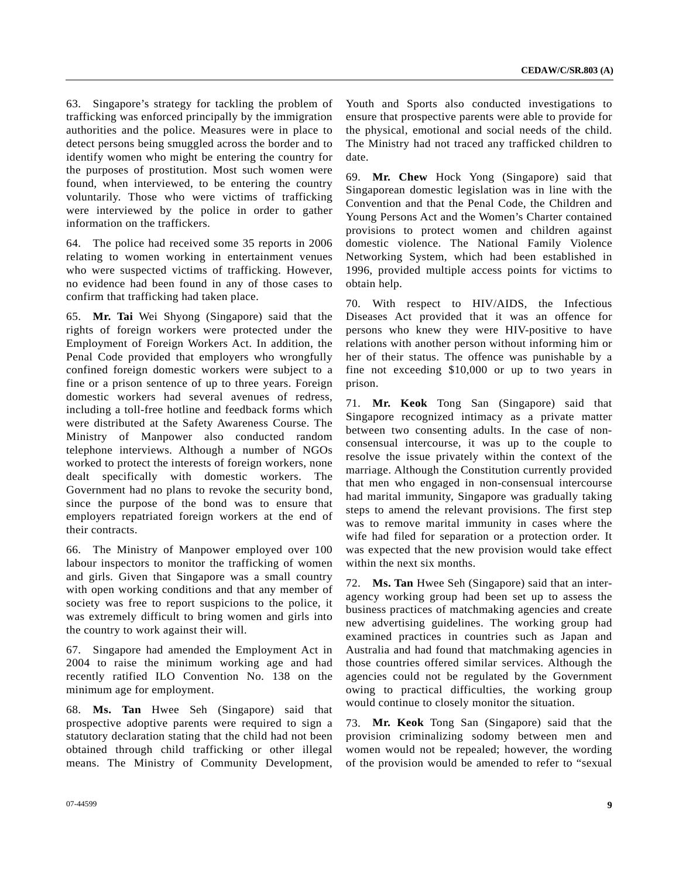63. Singapore's strategy for tackling the problem of trafficking was enforced principally by the immigration authorities and the police. Measures were in place to detect persons being smuggled across the border and to identify women who might be entering the country for the purposes of prostitution. Most such women were found, when interviewed, to be entering the country voluntarily. Those who were victims of trafficking were interviewed by the police in order to gather information on the traffickers.

64. The police had received some 35 reports in 2006 relating to women working in entertainment venues who were suspected victims of trafficking. However, no evidence had been found in any of those cases to confirm that trafficking had taken place.

65. **Mr. Tai** Wei Shyong (Singapore) said that the rights of foreign workers were protected under the Employment of Foreign Workers Act. In addition, the Penal Code provided that employers who wrongfully confined foreign domestic workers were subject to a fine or a prison sentence of up to three years. Foreign domestic workers had several avenues of redress, including a toll-free hotline and feedback forms which were distributed at the Safety Awareness Course. The Ministry of Manpower also conducted random telephone interviews. Although a number of NGOs worked to protect the interests of foreign workers, none dealt specifically with domestic workers. The Government had no plans to revoke the security bond, since the purpose of the bond was to ensure that employers repatriated foreign workers at the end of their contracts.

66. The Ministry of Manpower employed over 100 labour inspectors to monitor the trafficking of women and girls. Given that Singapore was a small country with open working conditions and that any member of society was free to report suspicions to the police, it was extremely difficult to bring women and girls into the country to work against their will.

67. Singapore had amended the Employment Act in 2004 to raise the minimum working age and had recently ratified ILO Convention No. 138 on the minimum age for employment.

68. **Ms. Tan** Hwee Seh (Singapore) said that prospective adoptive parents were required to sign a statutory declaration stating that the child had not been obtained through child trafficking or other illegal means. The Ministry of Community Development, Youth and Sports also conducted investigations to ensure that prospective parents were able to provide for the physical, emotional and social needs of the child. The Ministry had not traced any trafficked children to date.

69. **Mr. Chew** Hock Yong (Singapore) said that Singaporean domestic legislation was in line with the Convention and that the Penal Code, the Children and Young Persons Act and the Women's Charter contained provisions to protect women and children against domestic violence. The National Family Violence Networking System, which had been established in 1996, provided multiple access points for victims to obtain help.

70. With respect to HIV/AIDS, the Infectious Diseases Act provided that it was an offence for persons who knew they were HIV-positive to have relations with another person without informing him or her of their status. The offence was punishable by a fine not exceeding $10,000 or up to two years in prison.

71. **Mr. Keok** Tong San (Singapore) said that Singapore recognized intimacy as a private matter between two consenting adults. In the case of non-consensual intercourse, it was up to the couple to resolve the issue privately within the context of the marriage. Although the Constitution currently provided that men who engaged in non-consensual intercourse had marital immunity, Singapore was gradually taking steps to amend the relevant provisions. The first step was to remove marital immunity in cases where the wife had filed for separation or a protection order. It was expected that the new provision would take effect within the next six months.

72. **Ms. Tan** Hwee Seh (Singapore) said that an inter-agency working group had been set up to assess the business practices of matchmaking agencies and create new advertising guidelines. The working group had examined practices in countries such as Japan and Australia and had found that matchmaking agencies in those countries offered similar services. Although the agencies could not be regulated by the Government owing to practical difficulties, the working group would continue to closely monitor the situation.

73. **Mr. Keok** Tong San (Singapore) said that the provision criminalizing sodomy between men and women would not be repealed; however, the wording of the provision would be amended to refer to "sexual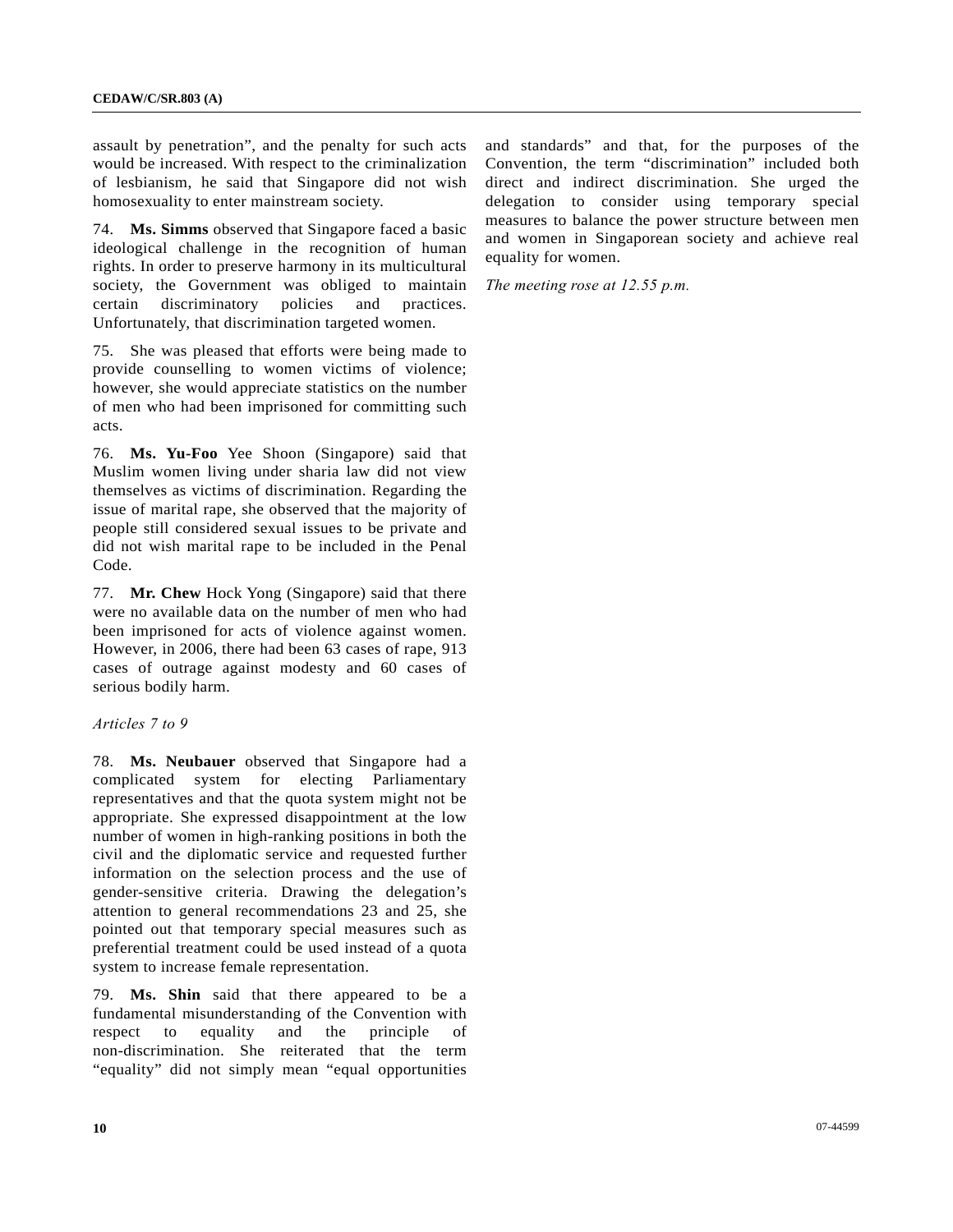assault by penetration", and the penalty for such acts would be increased. With respect to the criminalization of lesbianism, he said that Singapore did not wish homosexuality to enter mainstream society.

74. **Ms. Simms** observed that Singapore faced a basic ideological challenge in the recognition of human rights. In order to preserve harmony in its multicultural society, the Government was obliged to maintain certain discriminatory policies and practices. Unfortunately, that discrimination targeted women.

75. She was pleased that efforts were being made to provide counselling to women victims of violence; however, she would appreciate statistics on the number of men who had been imprisoned for committing such acts.

76. **Ms. Yu-Foo** Yee Shoon (Singapore) said that Muslim women living under sharia law did not view themselves as victims of discrimination. Regarding the issue of marital rape, she observed that the majority of people still considered sexual issues to be private and did not wish marital rape to be included in the Penal Code.

77. **Mr. Chew** Hock Yong (Singapore) said that there were no available data on the number of men who had been imprisoned for acts of violence against women. However, in 2006, there had been 63 cases of rape, 913 cases of outrage against modesty and 60 cases of serious bodily harm.

*Articles 7 to 9*

78. **Ms. Neubauer** observed that Singapore had a complicated system for electing Parliamentary representatives and that the quota system might not be appropriate. She expressed disappointment at the low number of women in high-ranking positions in both the civil and the diplomatic service and requested further information on the selection process and the use of gender-sensitive criteria. Drawing the delegation's attention to general recommendations 23 and 25, she pointed out that temporary special measures such as preferential treatment could be used instead of a quota system to increase female representation.

79. **Ms. Shin** said that there appeared to be a fundamental misunderstanding of the Convention with respect to equality and the principle of non-discrimination. She reiterated that the term "equality" did not simply mean "equal opportunities and standards" and that, for the purposes of the Convention, the term "discrimination" included both direct and indirect discrimination. She urged the delegation to consider using temporary special measures to balance the power structure between men and women in Singaporean society and achieve real equality for women.

*The meeting rose at 12.55 p.m.*